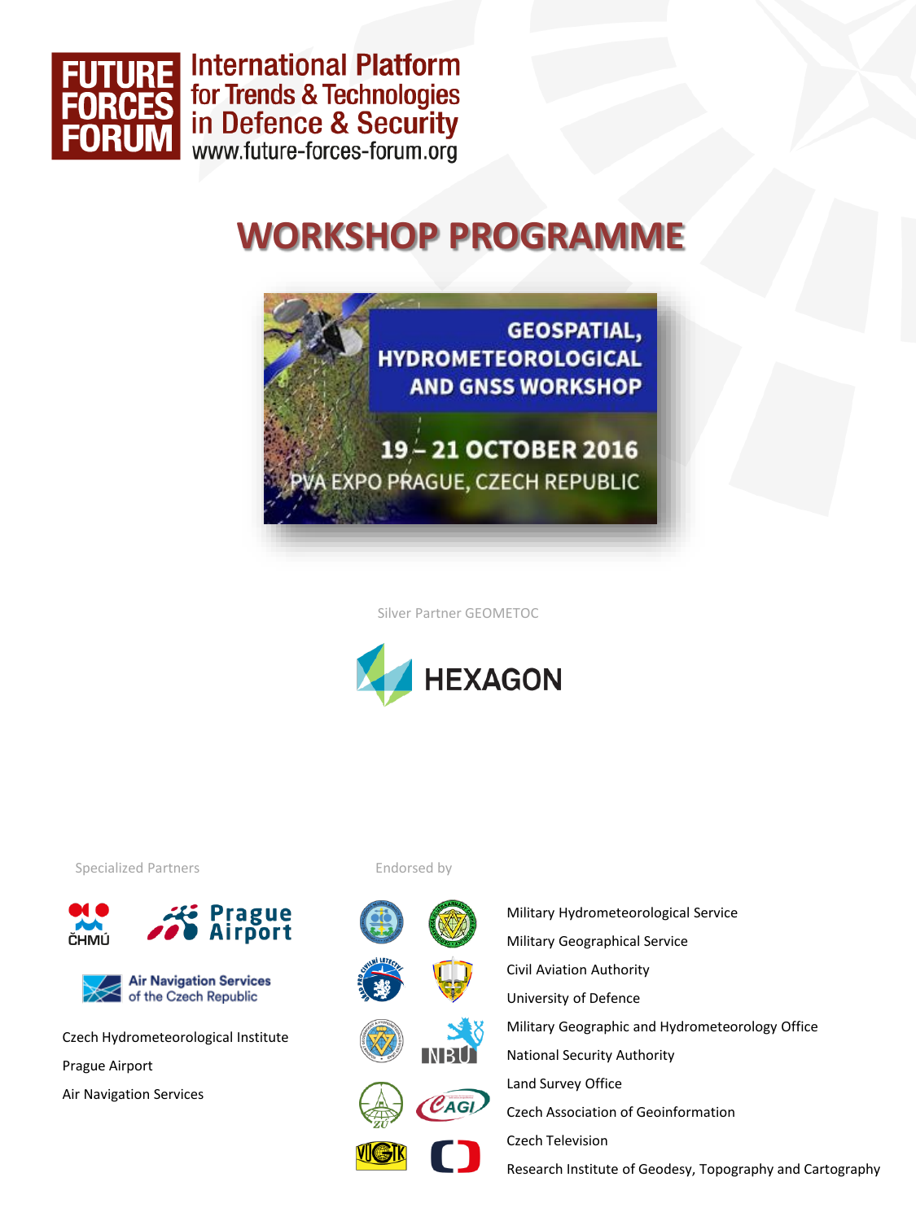**FUTURE FORCES FORUM**

International Platform for Trends & Technologies in Defence & Security

www.future-forces-forum.org

# WORKSHOP PROGRAMME

## GEOSPATIAL, HYDROMETEOROLOGICAL AND GNSS WORKSHOP

**19 – 21 OCTOBER 2016**

**PVA EXPO PRAGUE, CZECH REPUBLIC**

Silver Partner GEOMETOC

HEXAGON

Specialized Partners

ČHMÚ

Prague Airport

Air Navigation Services of the Czech Republic

Czech Hydrometeorological Institute

Prague Airport

Air Navigation Services

Endorsed by

Military Hydrometeorological Service

Military Geographical Service

Civil Aviation Authority

University of Defence

Military Geographic and Hydrometeorology Office

National Security Authority

Land Survey Office

Czech Association of Geoinformation

Czech Television

Research Institute of Geodesy, Topography and Cartography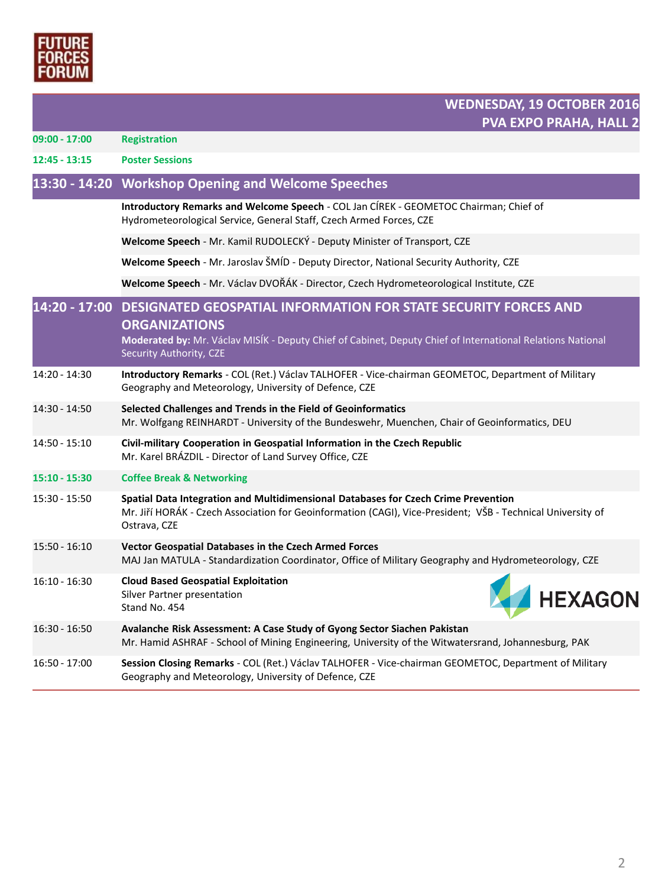## WEDNESDAY, 19 OCTOBER 2016
## PVA EXPO PRAHA, HALL 2

| | |
|---|---|
| **09:00 - 17:00** | **Registration** |
| **12:45 - 13:15** | **Poster Sessions** |

## 13:30 - 14:20 Workshop Opening and Welcome Speeches

**Introductory Remarks and Welcome Speech** - COL Jan CÍREK - GEOMETOC Chairman; Chief of Hydrometeorological Service, General Staff, Czech Armed Forces, CZE

**Welcome Speech** - Mr. Kamil RUDOLECKÝ - Deputy Minister of Transport, CZE

**Welcome Speech** - Mr. Jaroslav ŠMÍD - Deputy Director, National Security Authority, CZE

**Welcome Speech** - Mr. Václav DVOŘÁK - Director, Czech Hydrometeorological Institute, CZE

## 14:20 - 17:00 DESIGNATED GEOSPATIAL INFORMATION FOR STATE SECURITY FORCES AND ORGANIZATIONS

**Moderated by:** Mr. Václav MISÍK - Deputy Chief of Cabinet, Deputy Chief of International Relations National Security Authority, CZE

| | |
|---|---|
| 14:20 - 14:30 | **Introductory Remarks** - COL (Ret.) Václav TALHOFER - Vice-chairman GEOMETOC, Department of Military Geography and Meteorology, University of Defence, CZE |
| 14:30 - 14:50 | **Selected Challenges and Trends in the Field of Geoinformatics**<br>Mr. Wolfgang REINHARDT - University of the Bundeswehr, Muenchen, Chair of Geoinformatics, DEU |
| 14:50 - 15:10 | **Civil-military Cooperation in Geospatial Information in the Czech Republic**<br>Mr. Karel BRÁZDIL - Director of Land Survey Office, CZE |
| **15:10 - 15:30** | **Coffee Break & Networking** |
| 15:30 - 15:50 | **Spatial Data Integration and Multidimensional Databases for Czech Crime Prevention**<br>Mr. Jiří HORÁK - Czech Association for Geoinformation (CAGI), Vice-President; VŠB - Technical University of Ostrava, CZE |
| 15:50 - 16:10 | **Vector Geospatial Databases in the Czech Armed Forces**<br>MAJ Jan MATULA - Standardization Coordinator, Office of Military Geography and Hydrometeorology, CZE |
| 16:10 - 16:30 | **Cloud Based Geospatial Exploitation**<br>Silver Partner presentation<br>Stand No. 454<br>HEXAGON |
| 16:30 - 16:50 | **Avalanche Risk Assessment: A Case Study of Gyong Sector Siachen Pakistan**<br>Mr. Hamid ASHRAF - School of Mining Engineering, University of the Witwatersrand, Johannesburg, PAK |
| 16:50 - 17:00 | **Session Closing Remarks** - COL (Ret.) Václav TALHOFER - Vice-chairman GEOMETOC, Department of Military Geography and Meteorology, University of Defence, CZE |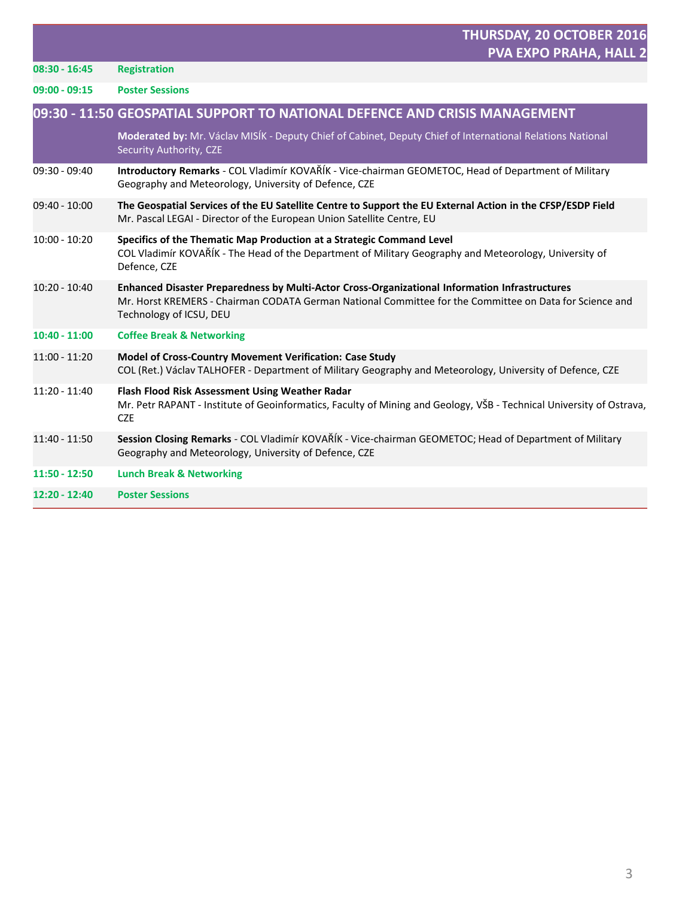## THURSDAY, 20 OCTOBER 2016
## PVA EXPO PRAHA, HALL 2

| | |
|---|---|
| **08:30 - 16:45** | **Registration** |
| **09:00 - 09:15** | **Poster Sessions** |

### 09:30 - 11:50 GEOSPATIAL SUPPORT TO NATIONAL DEFENCE AND CRISIS MANAGEMENT

**Moderated by:** Mr. Václav MISÍK - Deputy Chief of Cabinet, Deputy Chief of International Relations National Security Authority, CZE

| | |
|---|---|
| 09:30 - 09:40 | **Introductory Remarks** - COL Vladimír KOVAŘÍK - Vice-chairman GEOMETOC, Head of Department of Military Geography and Meteorology, University of Defence, CZE |
| 09:40 - 10:00 | **The Geospatial Services of the EU Satellite Centre to Support the EU External Action in the CFSP/ESDP Field**<br>Mr. Pascal LEGAI - Director of the European Union Satellite Centre, EU |
| 10:00 - 10:20 | **Specifics of the Thematic Map Production at a Strategic Command Level**<br>COL Vladimír KOVAŘÍK - The Head of the Department of Military Geography and Meteorology, University of Defence, CZE |
| 10:20 - 10:40 | **Enhanced Disaster Preparedness by Multi-Actor Cross-Organizational Information Infrastructures**<br>Mr. Horst KREMERS - Chairman CODATA German National Committee for the Committee on Data for Science and Technology of ICSU, DEU |
| **10:40 - 11:00** | **Coffee Break & Networking** |
| 11:00 - 11:20 | **Model of Cross-Country Movement Verification: Case Study**<br>COL (Ret.) Václav TALHOFER - Department of Military Geography and Meteorology, University of Defence, CZE |
| 11:20 - 11:40 | **Flash Flood Risk Assessment Using Weather Radar**<br>Mr. Petr RAPANT - Institute of Geoinformatics, Faculty of Mining and Geology, VŠB - Technical University of Ostrava, CZE |
| 11:40 - 11:50 | **Session Closing Remarks** - COL Vladimír KOVAŘÍK - Vice-chairman GEOMETOC; Head of Department of Military Geography and Meteorology, University of Defence, CZE |
| **11:50 - 12:50** | **Lunch Break & Networking** |
| **12:20 - 12:40** | **Poster Sessions** |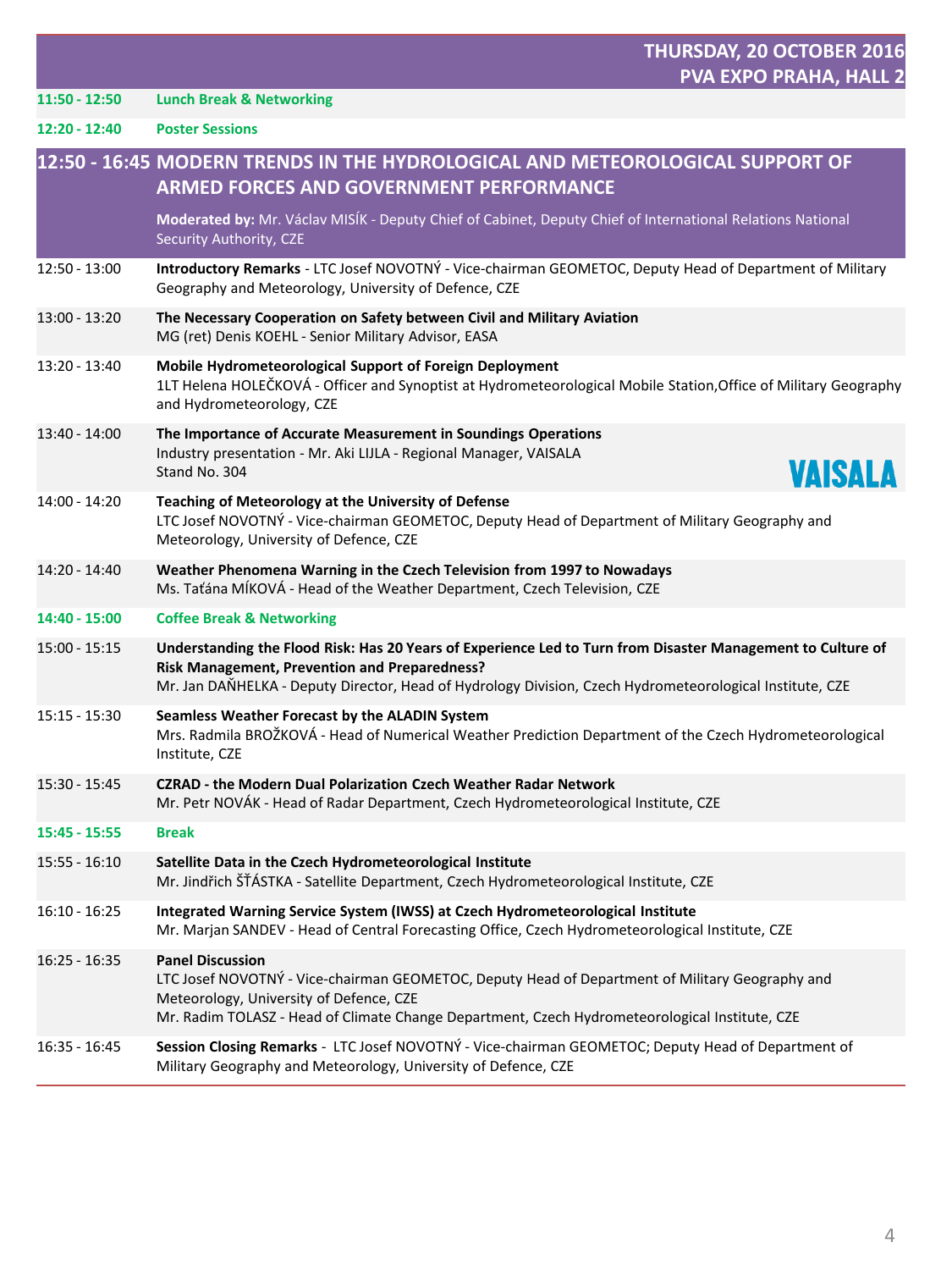**THURSDAY, 20 OCTOBER 2016**
**PVA EXPO PRAHA, HALL 2**

| | |
|---|---|
| **11:50 - 12:50** | **Lunch Break & Networking** |
| **12:20 - 12:40** | **Poster Sessions** |

## 12:50 - 16:45 MODERN TRENDS IN THE HYDROLOGICAL AND METEOROLOGICAL SUPPORT OF ARMED FORCES AND GOVERNMENT PERFORMANCE

**Moderated by:** Mr. Václav MISÍK - Deputy Chief of Cabinet, Deputy Chief of International Relations National Security Authority, CZE

| | |
|---|---|
| 12:50 - 13:00 | **Introductory Remarks** - LTC Josef NOVOTNÝ - Vice-chairman GEOMETOC, Deputy Head of Department of Military Geography and Meteorology, University of Defence, CZE |
| 13:00 - 13:20 | **The Necessary Cooperation on Safety between Civil and Military Aviation**<br>MG (ret) Denis KOEHL - Senior Military Advisor, EASA |
| 13:20 - 13:40 | **Mobile Hydrometeorological Support of Foreign Deployment**<br>1LT Helena HOLEČKOVÁ - Officer and Synoptist at Hydrometeorological Mobile Station,Office of Military Geography and Hydrometeorology, CZE |
| 13:40 - 14:00 | **The Importance of Accurate Measurement in Soundings Operations**<br>Industry presentation - Mr. Aki LIJLA - Regional Manager, VAISALA<br>Stand No. 304<br>VAISALA |
| 14:00 - 14:20 | **Teaching of Meteorology at the University of Defense**<br>LTC Josef NOVOTNÝ - Vice-chairman GEOMETOC, Deputy Head of Department of Military Geography and Meteorology, University of Defence, CZE |
| 14:20 - 14:40 | **Weather Phenomena Warning in the Czech Television from 1997 to Nowadays**<br>Ms. Taťána MÍKOVÁ - Head of the Weather Department, Czech Television, CZE |
| **14:40 - 15:00** | **Coffee Break & Networking** |
| 15:00 - 15:15 | **Understanding the Flood Risk: Has 20 Years of Experience Led to Turn from Disaster Management to Culture of Risk Management, Prevention and Preparedness?**<br>Mr. Jan DAŇHELKA - Deputy Director, Head of Hydrology Division, Czech Hydrometeorological Institute, CZE |
| 15:15 - 15:30 | **Seamless Weather Forecast by the ALADIN System**<br>Mrs. Radmila BROŽKOVÁ - Head of Numerical Weather Prediction Department of the Czech Hydrometeorological Institute, CZE |
| 15:30 - 15:45 | **CZRAD - the Modern Dual Polarization Czech Weather Radar Network**<br>Mr. Petr NOVÁK - Head of Radar Department, Czech Hydrometeorological Institute, CZE |
| **15:45 - 15:55** | **Break** |
| 15:55 - 16:10 | **Satellite Data in the Czech Hydrometeorological Institute**<br>Mr. Jindřich ŠŤÁSTKA - Satellite Department, Czech Hydrometeorological Institute, CZE |
| 16:10 - 16:25 | **Integrated Warning Service System (IWSS) at Czech Hydrometeorological Institute**<br>Mr. Marjan SANDEV - Head of Central Forecasting Office, Czech Hydrometeorological Institute, CZE |
| 16:25 - 16:35 | **Panel Discussion**<br>LTC Josef NOVOTNÝ - Vice-chairman GEOMETOC, Deputy Head of Department of Military Geography and Meteorology, University of Defence, CZE<br>Mr. Radim TOLASZ - Head of Climate Change Department, Czech Hydrometeorological Institute, CZE |
| 16:35 - 16:45 | **Session Closing Remarks** - LTC Josef NOVOTNÝ - Vice-chairman GEOMETOC; Deputy Head of Department of Military Geography and Meteorology, University of Defence, CZE |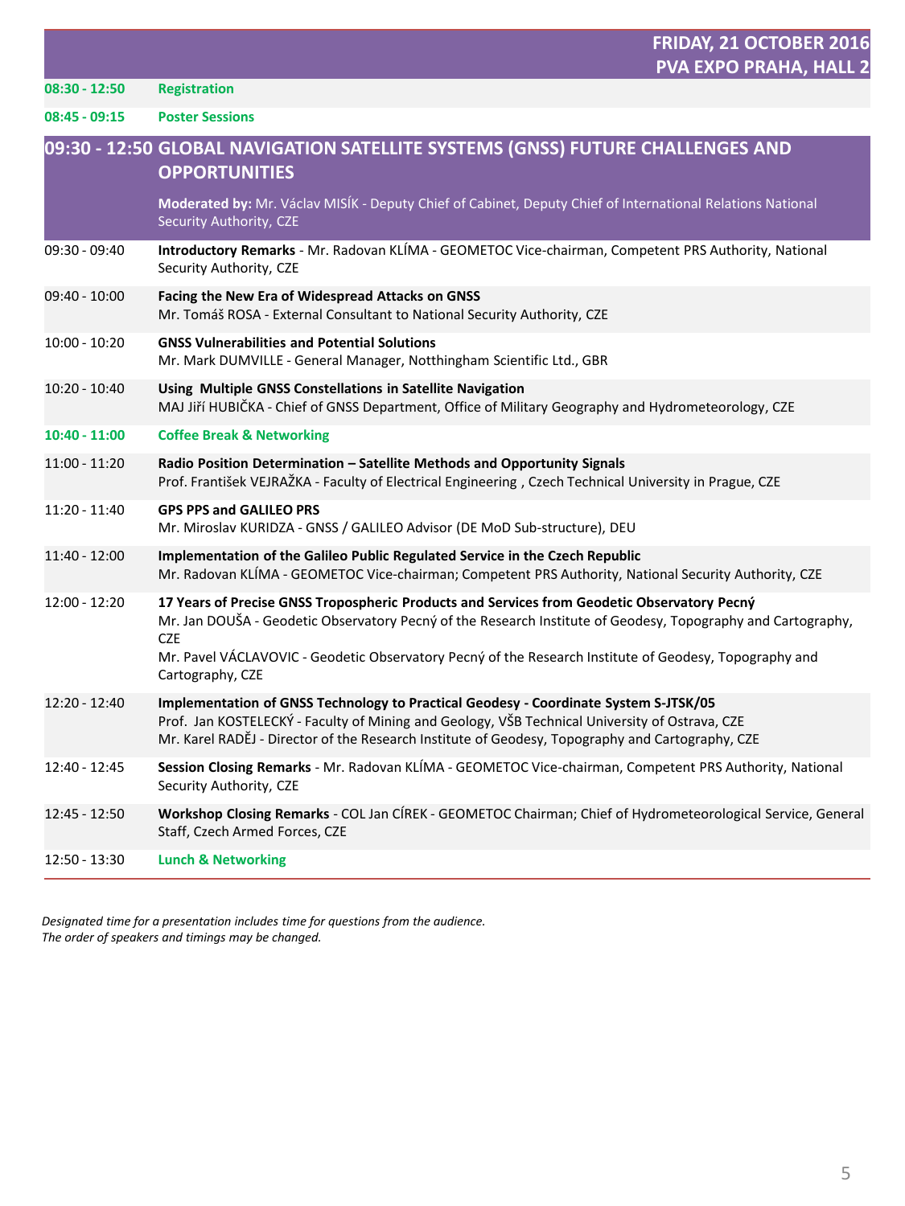## FRIDAY, 21 OCTOBER 2016
## PVA EXPO PRAHA, HALL 2

| | |
|---|---|
| **08:30 - 12:50** | **Registration** |
| **08:45 - 09:15** | **Poster Sessions** |

### 09:30 - 12:50 GLOBAL NAVIGATION SATELLITE SYSTEMS (GNSS) FUTURE CHALLENGES AND OPPORTUNITIES

**Moderated by:** Mr. Václav MISÍK - Deputy Chief of Cabinet, Deputy Chief of International Relations National Security Authority, CZE

| | |
|---|---|
| 09:30 - 09:40 | **Introductory Remarks** - Mr. Radovan KLÍMA - GEOMETOC Vice-chairman, Competent PRS Authority, National Security Authority, CZE |
| 09:40 - 10:00 | **Facing the New Era of Widespread Attacks on GNSS**<br>Mr. Tomáš ROSA - External Consultant to National Security Authority, CZE |
| 10:00 - 10:20 | **GNSS Vulnerabilities and Potential Solutions**<br>Mr. Mark DUMVILLE - General Manager, Notthingham Scientific Ltd., GBR |
| 10:20 - 10:40 | **Using Multiple GNSS Constellations in Satellite Navigation**<br>MAJ Jiří HUBIČKA - Chief of GNSS Department, Office of Military Geography and Hydrometeorology, CZE |
| **10:40 - 11:00** | **Coffee Break & Networking** |
| 11:00 - 11:20 | **Radio Position Determination – Satellite Methods and Opportunity Signals**<br>Prof. František VEJRAŽKA - Faculty of Electrical Engineering , Czech Technical University in Prague, CZE |
| 11:20 - 11:40 | **GPS PPS and GALILEO PRS**<br>Mr. Miroslav KURIDZA - GNSS / GALILEO Advisor (DE MoD Sub-structure), DEU |
| 11:40 - 12:00 | **Implementation of the Galileo Public Regulated Service in the Czech Republic**<br>Mr. Radovan KLÍMA - GEOMETOC Vice-chairman; Competent PRS Authority, National Security Authority, CZE |
| 12:00 - 12:20 | **17 Years of Precise GNSS Tropospheric Products and Services from Geodetic Observatory Pecný**<br>Mr. Jan DOUŠA - Geodetic Observatory Pecný of the Research Institute of Geodesy, Topography and Cartography, CZE<br>Mr. Pavel VÁCLAVOVIC - Geodetic Observatory Pecný of the Research Institute of Geodesy, Topography and Cartography, CZE |
| 12:20 - 12:40 | **Implementation of GNSS Technology to Practical Geodesy - Coordinate System S-JTSK/05**<br>Prof. Jan KOSTELECKÝ - Faculty of Mining and Geology, VŠB Technical University of Ostrava, CZE<br>Mr. Karel RADĚJ - Director of the Research Institute of Geodesy, Topography and Cartography, CZE |
| 12:40 - 12:45 | **Session Closing Remarks** - Mr. Radovan KLÍMA - GEOMETOC Vice-chairman, Competent PRS Authority, National Security Authority, CZE |
| 12:45 - 12:50 | **Workshop Closing Remarks** - COL Jan CÍREK - GEOMETOC Chairman; Chief of Hydrometeorological Service, General Staff, Czech Armed Forces, CZE |
| 12:50 - 13:30 | **Lunch & Networking** |

*Designated time for a presentation includes time for questions from the audience.*
*The order of speakers and timings may be changed.*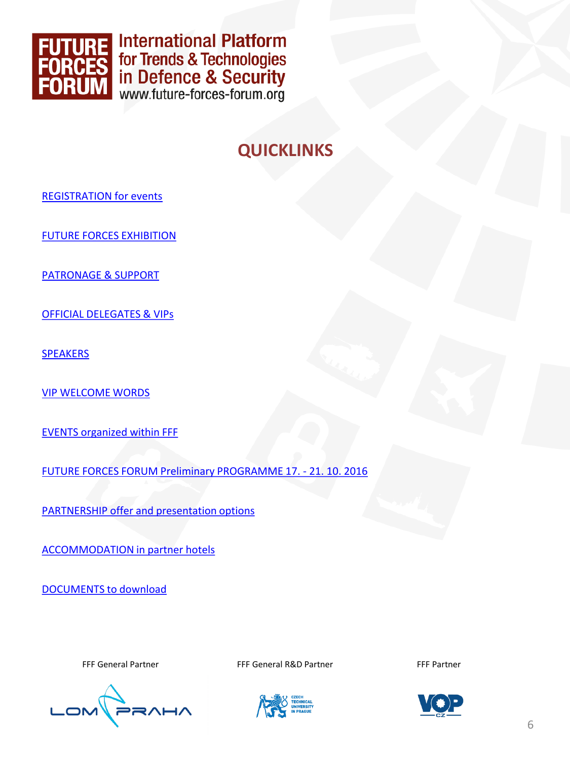FUTURE FORCES FORUM

International Platform for Trends & Technologies in Defence & Security

www.future-forces-forum.org

# QUICKLINKS

REGISTRATION for events

FUTURE FORCES EXHIBITION

PATRONAGE & SUPPORT

OFFICIAL DELEGATES & VIPs

SPEAKERS

VIP WELCOME WORDS

EVENTS organized within FFF

FUTURE FORCES FORUM Preliminary PROGRAMME 17. - 21. 10. 2016

PARTNERSHIP offer and presentation options

ACCOMMODATION in partner hotels

DOCUMENTS to download

FFF General Partner

LOM PRAHA

FFF General R&D Partner

CZECH TECHNICAL UNIVERSITY IN PRAGUE

FFF Partner

VOP CZ